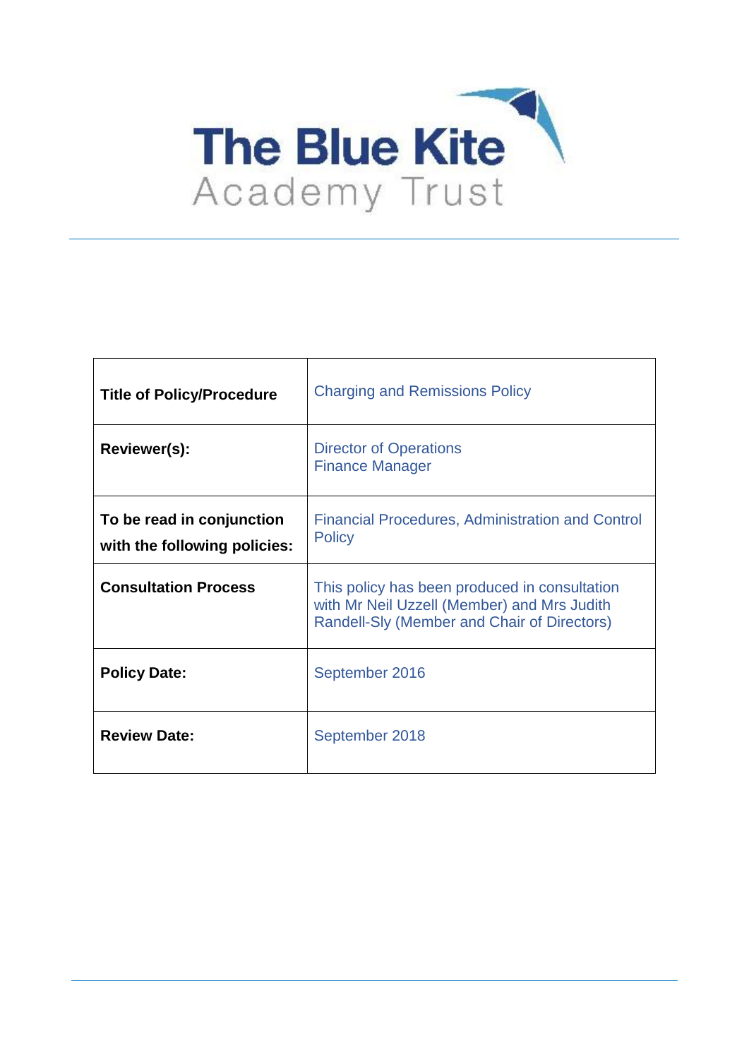# The Blue Kite Academy Trust

| | |
|---|---|
| **Title of Policy/Procedure** | Charging and Remissions Policy |
| **Reviewer(s):** | Director of Operations<br>Finance Manager |
| **To be read in conjunction with the following policies:** | Financial Procedures, Administration and Control Policy |
| **Consultation Process** | This policy has been produced in consultation with Mr Neil Uzzell (Member) and Mrs Judith Randell-Sly (Member and Chair of Directors) |
| **Policy Date:** | September 2016 |
| **Review Date:** | September 2018 |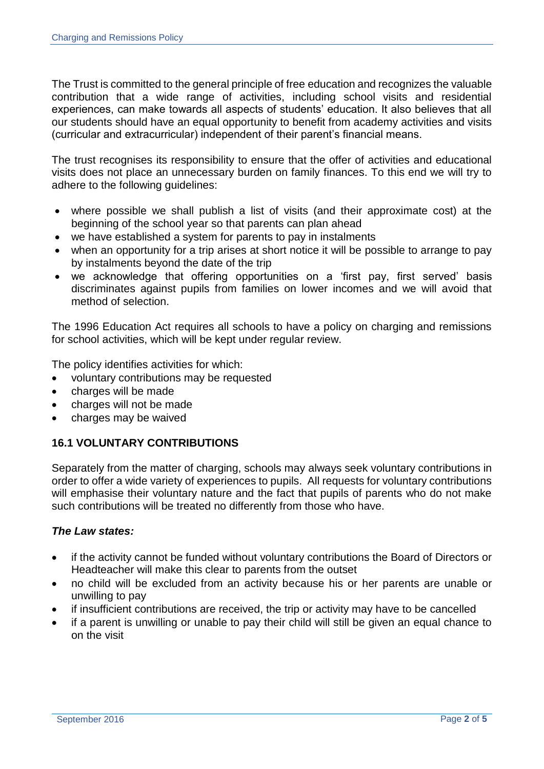The Trust is committed to the general principle of free education and recognizes the valuable contribution that a wide range of activities, including school visits and residential experiences, can make towards all aspects of students' education. It also believes that all our students should have an equal opportunity to benefit from academy activities and visits (curricular and extracurricular) independent of their parent's financial means.

The trust recognises its responsibility to ensure that the offer of activities and educational visits does not place an unnecessary burden on family finances. To this end we will try to adhere to the following guidelines:

- where possible we shall publish a list of visits (and their approximate cost) at the beginning of the school year so that parents can plan ahead
- we have established a system for parents to pay in instalments
- when an opportunity for a trip arises at short notice it will be possible to arrange to pay by instalments beyond the date of the trip
- we acknowledge that offering opportunities on a 'first pay, first served' basis discriminates against pupils from families on lower incomes and we will avoid that method of selection.

The 1996 Education Act requires all schools to have a policy on charging and remissions for school activities, which will be kept under regular review.

The policy identifies activities for which:

- voluntary contributions may be requested
- charges will be made
- charges will not be made
- charges may be waived

## 16.1 VOLUNTARY CONTRIBUTIONS

Separately from the matter of charging, schools may always seek voluntary contributions in order to offer a wide variety of experiences to pupils. All requests for voluntary contributions will emphasise their voluntary nature and the fact that pupils of parents who do not make such contributions will be treated no differently from those who have.

### *The Law states:*

- if the activity cannot be funded without voluntary contributions the Board of Directors or Headteacher will make this clear to parents from the outset
- no child will be excluded from an activity because his or her parents are unable or unwilling to pay
- if insufficient contributions are received, the trip or activity may have to be cancelled
- if a parent is unwilling or unable to pay their child will still be given an equal chance to on the visit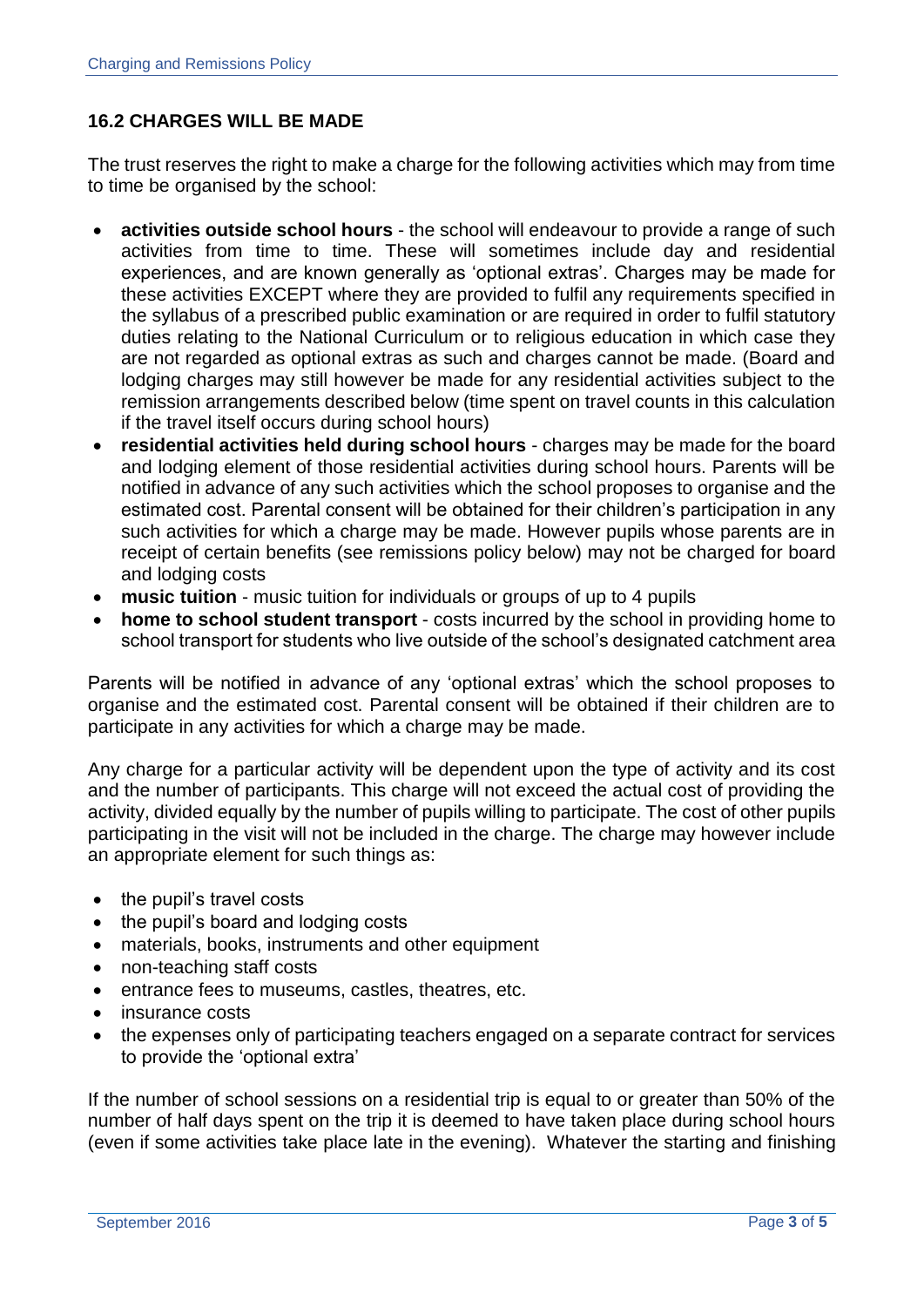### 16.2 CHARGES WILL BE MADE

The trust reserves the right to make a charge for the following activities which may from time to time be organised by the school:

- **activities outside school hours** - the school will endeavour to provide a range of such activities from time to time. These will sometimes include day and residential experiences, and are known generally as 'optional extras'. Charges may be made for these activities EXCEPT where they are provided to fulfil any requirements specified in the syllabus of a prescribed public examination or are required in order to fulfil statutory duties relating to the National Curriculum or to religious education in which case they are not regarded as optional extras as such and charges cannot be made. (Board and lodging charges may still however be made for any residential activities subject to the remission arrangements described below (time spent on travel counts in this calculation if the travel itself occurs during school hours)
- **residential activities held during school hours** - charges may be made for the board and lodging element of those residential activities during school hours. Parents will be notified in advance of any such activities which the school proposes to organise and the estimated cost. Parental consent will be obtained for their children's participation in any such activities for which a charge may be made. However pupils whose parents are in receipt of certain benefits (see remissions policy below) may not be charged for board and lodging costs
- **music tuition** - music tuition for individuals or groups of up to 4 pupils
- **home to school student transport** - costs incurred by the school in providing home to school transport for students who live outside of the school's designated catchment area

Parents will be notified in advance of any 'optional extras' which the school proposes to organise and the estimated cost. Parental consent will be obtained if their children are to participate in any activities for which a charge may be made.

Any charge for a particular activity will be dependent upon the type of activity and its cost and the number of participants. This charge will not exceed the actual cost of providing the activity, divided equally by the number of pupils willing to participate. The cost of other pupils participating in the visit will not be included in the charge. The charge may however include an appropriate element for such things as:

- the pupil's travel costs
- the pupil's board and lodging costs
- materials, books, instruments and other equipment
- non-teaching staff costs
- entrance fees to museums, castles, theatres, etc.
- insurance costs
- the expenses only of participating teachers engaged on a separate contract for services to provide the 'optional extra'

If the number of school sessions on a residential trip is equal to or greater than 50% of the number of half days spent on the trip it is deemed to have taken place during school hours (even if some activities take place late in the evening). Whatever the starting and finishing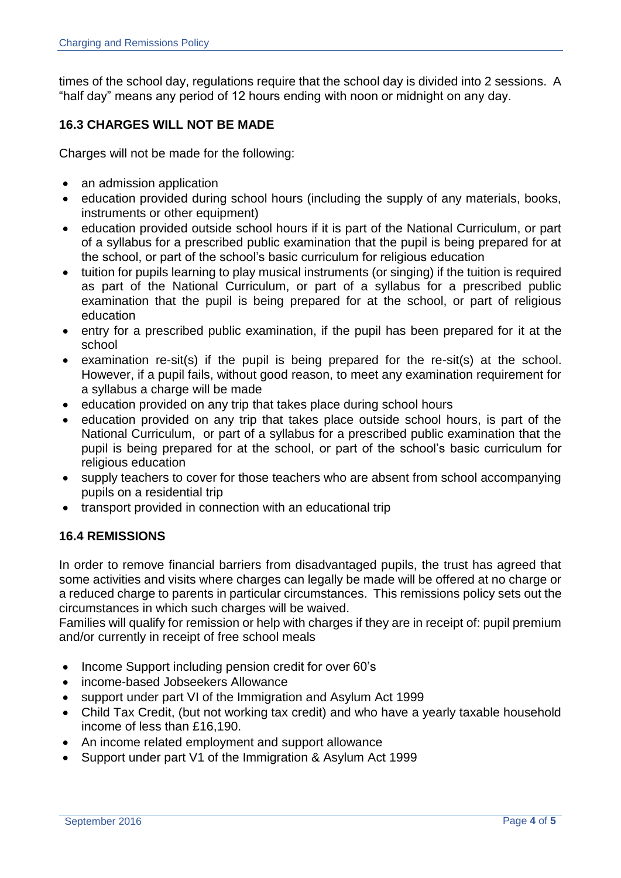times of the school day, regulations require that the school day is divided into 2 sessions. A "half day" means any period of 12 hours ending with noon or midnight on any day.

### 16.3 CHARGES WILL NOT BE MADE

Charges will not be made for the following:

- an admission application
- education provided during school hours (including the supply of any materials, books, instruments or other equipment)
- education provided outside school hours if it is part of the National Curriculum, or part of a syllabus for a prescribed public examination that the pupil is being prepared for at the school, or part of the school's basic curriculum for religious education
- tuition for pupils learning to play musical instruments (or singing) if the tuition is required as part of the National Curriculum, or part of a syllabus for a prescribed public examination that the pupil is being prepared for at the school, or part of religious education
- entry for a prescribed public examination, if the pupil has been prepared for it at the school
- examination re-sit(s) if the pupil is being prepared for the re-sit(s) at the school. However, if a pupil fails, without good reason, to meet any examination requirement for a syllabus a charge will be made
- education provided on any trip that takes place during school hours
- education provided on any trip that takes place outside school hours, is part of the National Curriculum, or part of a syllabus for a prescribed public examination that the pupil is being prepared for at the school, or part of the school's basic curriculum for religious education
- supply teachers to cover for those teachers who are absent from school accompanying pupils on a residential trip
- transport provided in connection with an educational trip

### 16.4 REMISSIONS

In order to remove financial barriers from disadvantaged pupils, the trust has agreed that some activities and visits where charges can legally be made will be offered at no charge or a reduced charge to parents in particular circumstances. This remissions policy sets out the circumstances in which such charges will be waived.
Families will qualify for remission or help with charges if they are in receipt of: pupil premium and/or currently in receipt of free school meals

- Income Support including pension credit for over 60's
- income-based Jobseekers Allowance
- support under part VI of the Immigration and Asylum Act 1999
- Child Tax Credit, (but not working tax credit) and who have a yearly taxable household income of less than £16,190.
- An income related employment and support allowance
- Support under part V1 of the Immigration & Asylum Act 1999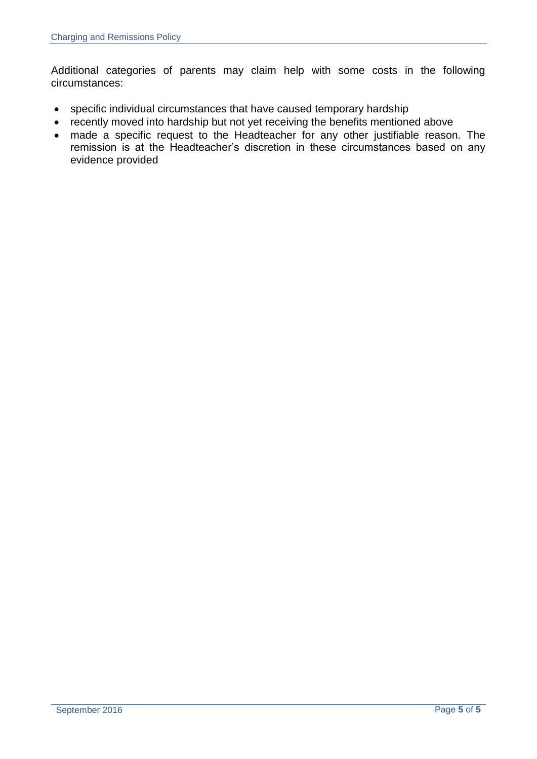Additional categories of parents may claim help with some costs in the following circumstances:

- specific individual circumstances that have caused temporary hardship
- recently moved into hardship but not yet receiving the benefits mentioned above
- made a specific request to the Headteacher for any other justifiable reason. The remission is at the Headteacher's discretion in these circumstances based on any evidence provided